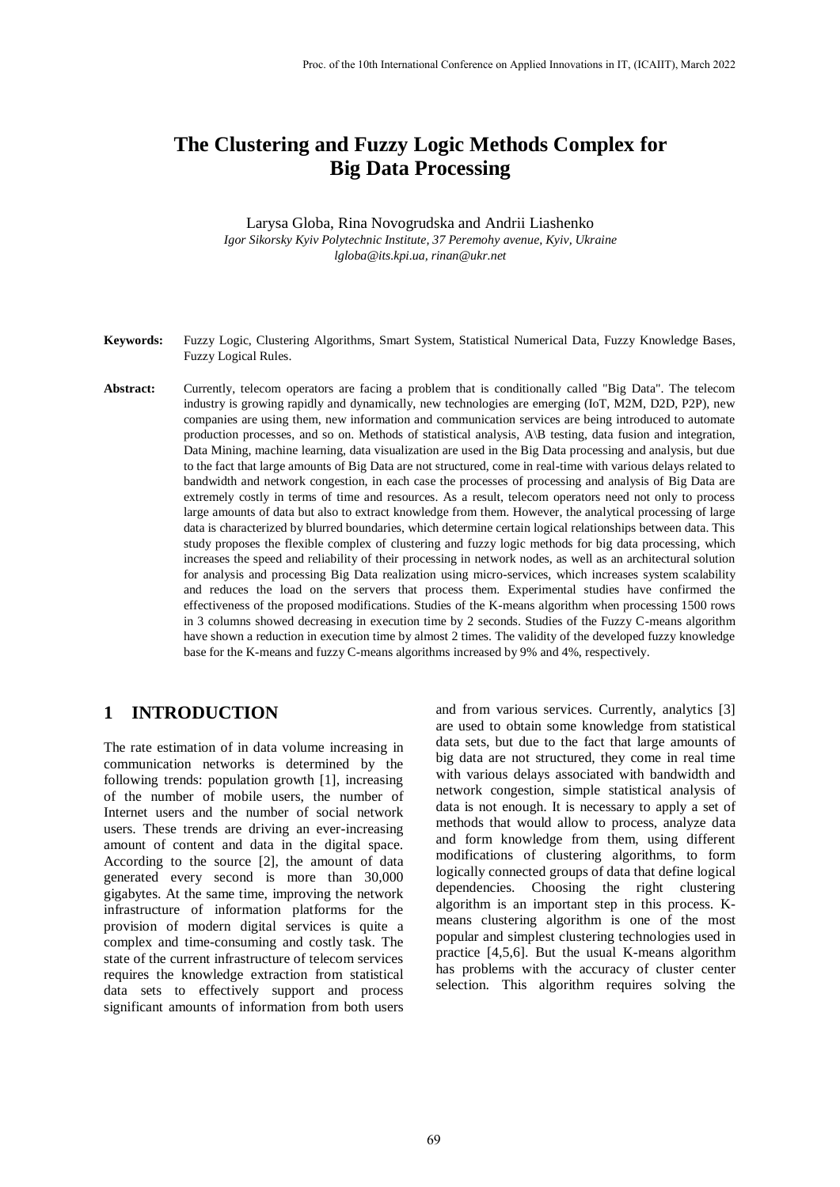# The Clustering and Fuzzy Logic Methods Complex for Big Data Processing

Larysa Globa, Rina Novogrudska and Andrii Liashenko

*Igor Sikorsky Kyiv Polytechnic Institute, 37 Peremohy avenue, Kyiv, Ukraine*
*lgloba@its.kpi.ua, rinan@ukr.net*

**Keywords:** Fuzzy Logic, Clustering Algorithms, Smart System, Statistical Numerical Data, Fuzzy Knowledge Bases, Fuzzy Logical Rules.

**Abstract:** Currently, telecom operators are facing a problem that is conditionally called "Big Data". The telecom industry is growing rapidly and dynamically, new technologies are emerging (IoT, M2M, D2D, P2P), new companies are using them, new information and communication services are being introduced to automate production processes, and so on. Methods of statistical analysis, A\B testing, data fusion and integration, Data Mining, machine learning, data visualization are used in the Big Data processing and analysis, but due to the fact that large amounts of Big Data are not structured, come in real-time with various delays related to bandwidth and network congestion, in each case the processes of processing and analysis of Big Data are extremely costly in terms of time and resources. As a result, telecom operators need not only to process large amounts of data but also to extract knowledge from them. However, the analytical processing of large data is characterized by blurred boundaries, which determine certain logical relationships between data. This study proposes the flexible complex of clustering and fuzzy logic methods for big data processing, which increases the speed and reliability of their processing in network nodes, as well as an architectural solution for analysis and processing Big Data realization using micro-services, which increases system scalability and reduces the load on the servers that process them. Experimental studies have confirmed the effectiveness of the proposed modifications. Studies of the K-means algorithm when processing 1500 rows in 3 columns showed decreasing in execution time by 2 seconds. Studies of the Fuzzy C-means algorithm have shown a reduction in execution time by almost 2 times. The validity of the developed fuzzy knowledge base for the K-means and fuzzy C-means algorithms increased by 9% and 4%, respectively.

## 1 INTRODUCTION

The rate estimation of in data volume increasing in communication networks is determined by the following trends: population growth [1], increasing of the number of mobile users, the number of Internet users and the number of social network users. These trends are driving an ever-increasing amount of content and data in the digital space. According to the source [2], the amount of data generated every second is more than 30,000 gigabytes. At the same time, improving the network infrastructure of information platforms for the provision of modern digital services is quite a complex and time-consuming and costly task. The state of the current infrastructure of telecom services requires the knowledge extraction from statistical data sets to effectively support and process significant amounts of information from both users and from various services. Currently, analytics [3] are used to obtain some knowledge from statistical data sets, but due to the fact that large amounts of big data are not structured, they come in real time with various delays associated with bandwidth and network congestion, simple statistical analysis of data is not enough. It is necessary to apply a set of methods that would allow to process, analyze data and form knowledge from them, using different modifications of clustering algorithms, to form logically connected groups of data that define logical dependencies. Choosing the right clustering algorithm is an important step in this process. K-means clustering algorithm is one of the most popular and simplest clustering technologies used in practice [4,5,6]. But the usual K-means algorithm has problems with the accuracy of cluster center selection. This algorithm requires solving the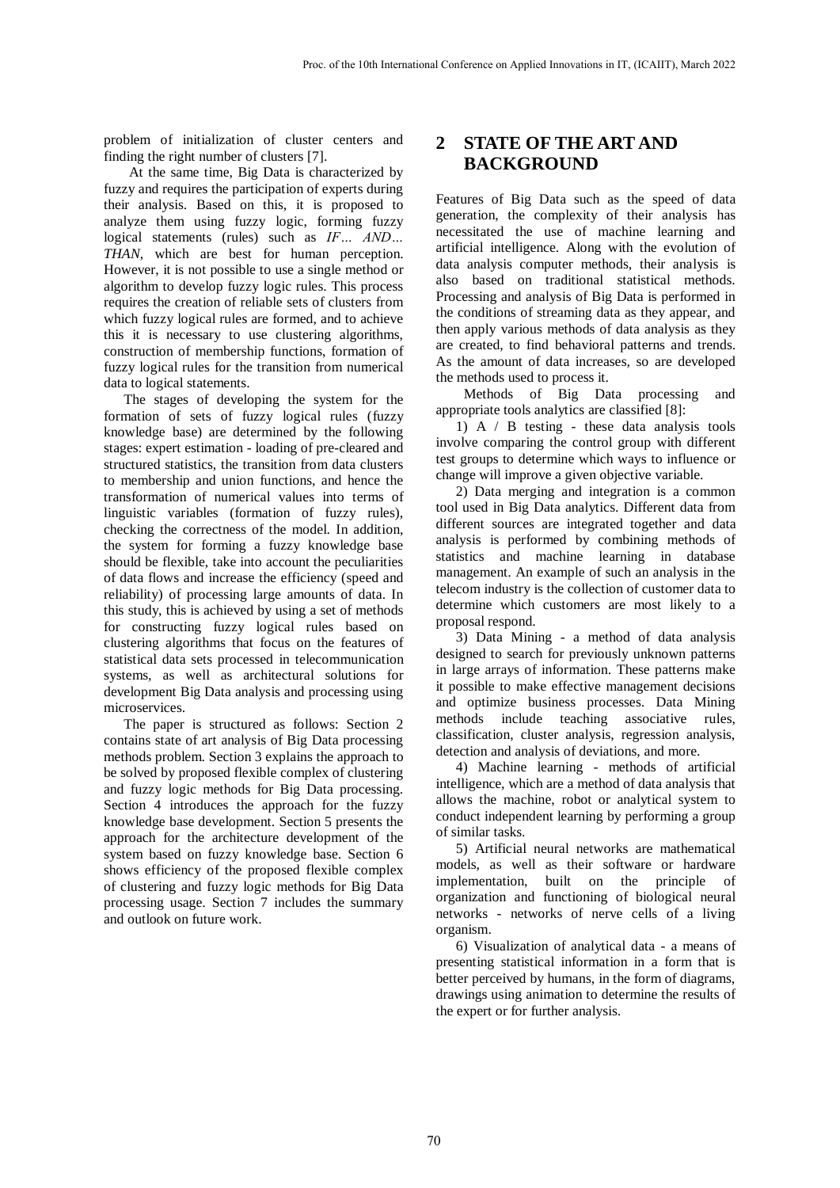problem of initialization of cluster centers and finding the right number of clusters [7].

At the same time, Big Data is characterized by fuzzy and requires the participation of experts during their analysis. Based on this, it is proposed to analyze them using fuzzy logic, forming fuzzy logical statements (rules) such as *IF… AND… THAN*, which are best for human perception. However, it is not possible to use a single method or algorithm to develop fuzzy logic rules. This process requires the creation of reliable sets of clusters from which fuzzy logical rules are formed, and to achieve this it is necessary to use clustering algorithms, construction of membership functions, formation of fuzzy logical rules for the transition from numerical data to logical statements.

The stages of developing the system for the formation of sets of fuzzy logical rules (fuzzy knowledge base) are determined by the following stages: expert estimation - loading of pre-cleared and structured statistics, the transition from data clusters to membership and union functions, and hence the transformation of numerical values into terms of linguistic variables (formation of fuzzy rules), checking the correctness of the model. In addition, the system for forming a fuzzy knowledge base should be flexible, take into account the peculiarities of data flows and increase the efficiency (speed and reliability) of processing large amounts of data. In this study, this is achieved by using a set of methods for constructing fuzzy logical rules based on clustering algorithms that focus on the features of statistical data sets processed in telecommunication systems, as well as architectural solutions for development Big Data analysis and processing using microservices.

The paper is structured as follows: Section 2 contains state of art analysis of Big Data processing methods problem. Section 3 explains the approach to be solved by proposed flexible complex of clustering and fuzzy logic methods for Big Data processing. Section 4 introduces the approach for the fuzzy knowledge base development. Section 5 presents the approach for the architecture development of the system based on fuzzy knowledge base. Section 6 shows efficiency of the proposed flexible complex of clustering and fuzzy logic methods for Big Data processing usage. Section 7 includes the summary and outlook on future work.

# 2 STATE OF THE ART AND BACKGROUND

Features of Big Data such as the speed of data generation, the complexity of their analysis has necessitated the use of machine learning and artificial intelligence. Along with the evolution of data analysis computer methods, their analysis is also based on traditional statistical methods. Processing and analysis of Big Data is performed in the conditions of streaming data as they appear, and then apply various methods of data analysis as they are created, to find behavioral patterns and trends. As the amount of data increases, so are developed the methods used to process it.

Methods of Big Data processing and appropriate tools analytics are classified [8]:

1) A / B testing - these data analysis tools involve comparing the control group with different test groups to determine which ways to influence or change will improve a given objective variable.

2) Data merging and integration is a common tool used in Big Data analytics. Different data from different sources are integrated together and data analysis is performed by combining methods of statistics and machine learning in database management. An example of such an analysis in the telecom industry is the collection of customer data to determine which customers are most likely to a proposal respond.

3) Data Mining - a method of data analysis designed to search for previously unknown patterns in large arrays of information. These patterns make it possible to make effective management decisions and optimize business processes. Data Mining methods include teaching associative rules, classification, cluster analysis, regression analysis, detection and analysis of deviations, and more.

4) Machine learning - methods of artificial intelligence, which are a method of data analysis that allows the machine, robot or analytical system to conduct independent learning by performing a group of similar tasks.

5) Artificial neural networks are mathematical models, as well as their software or hardware implementation, built on the principle of organization and functioning of biological neural networks - networks of nerve cells of a living organism.

6) Visualization of analytical data - a means of presenting statistical information in a form that is better perceived by humans, in the form of diagrams, drawings using animation to determine the results of the expert or for further analysis.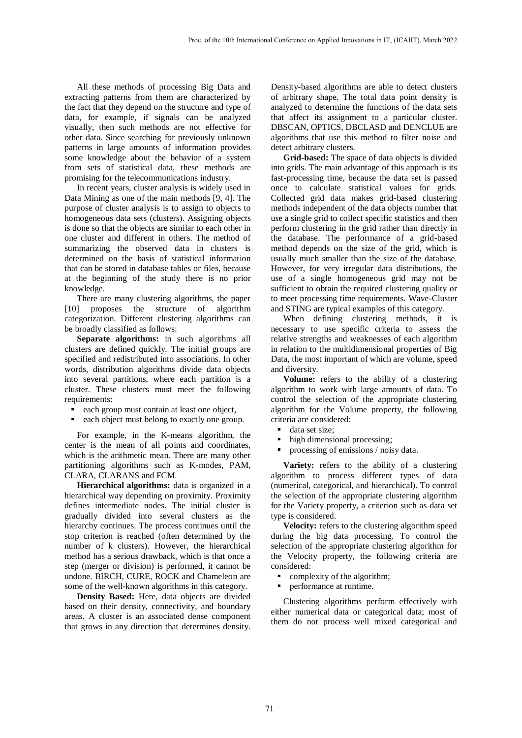All these methods of processing Big Data and extracting patterns from them are characterized by the fact that they depend on the structure and type of data, for example, if signals can be analyzed visually, then such methods are not effective for other data. Since searching for previously unknown patterns in large amounts of information provides some knowledge about the behavior of a system from sets of statistical data, these methods are promising for the telecommunications industry.

In recent years, cluster analysis is widely used in Data Mining as one of the main methods [9, 4]. The purpose of cluster analysis is to assign to objects to homogeneous data sets (clusters). Assigning objects is done so that the objects are similar to each other in one cluster and different in others. The method of summarizing the observed data in clusters is determined on the basis of statistical information that can be stored in database tables or files, because at the beginning of the study there is no prior knowledge.

There are many clustering algorithms, the paper [10] proposes the structure of algorithm categorization. Different clustering algorithms can be broadly classified as follows:

**Separate algorithms:** in such algorithms all clusters are defined quickly. The initial groups are specified and redistributed into associations. In other words, distribution algorithms divide data objects into several partitions, where each partition is a cluster. These clusters must meet the following requirements:

- each group must contain at least one object,
- each object must belong to exactly one group.

For example, in the K-means algorithm, the center is the mean of all points and coordinates, which is the arithmetic mean. There are many other partitioning algorithms such as K-modes, PAM, CLARA, CLARANS and FCM.

**Hierarchical algorithms:** data is organized in a hierarchical way depending on proximity. Proximity defines intermediate nodes. The initial cluster is gradually divided into several clusters as the hierarchy continues. The process continues until the stop criterion is reached (often determined by the number of k clusters). However, the hierarchical method has a serious drawback, which is that once a step (merger or division) is performed, it cannot be undone. BIRCH, CURE, ROCK and Chameleon are some of the well-known algorithms in this category.

**Density Based:** Here, data objects are divided based on their density, connectivity, and boundary areas. A cluster is an associated dense component that grows in any direction that determines density. Density-based algorithms are able to detect clusters of arbitrary shape. The total data point density is analyzed to determine the functions of the data sets that affect its assignment to a particular cluster. DBSCAN, OPTICS, DBCLASD and DENCLUE are algorithms that use this method to filter noise and detect arbitrary clusters.

**Grid-based:** The space of data objects is divided into grids. The main advantage of this approach is its fast-processing time, because the data set is passed once to calculate statistical values for grids. Collected grid data makes grid-based clustering methods independent of the data objects number that use a single grid to collect specific statistics and then perform clustering in the grid rather than directly in the database. The performance of a grid-based method depends on the size of the grid, which is usually much smaller than the size of the database. However, for very irregular data distributions, the use of a single homogeneous grid may not be sufficient to obtain the required clustering quality or to meet processing time requirements. Wave-Cluster and STING are typical examples of this category.

When defining clustering methods, it is necessary to use specific criteria to assess the relative strengths and weaknesses of each algorithm in relation to the multidimensional properties of Big Data, the most important of which are volume, speed and diversity.

**Volume:** refers to the ability of a clustering algorithm to work with large amounts of data. To control the selection of the appropriate clustering algorithm for the Volume property, the following criteria are considered:

- data set size;
- high dimensional processing;
- processing of emissions / noisy data.

**Variety:** refers to the ability of a clustering algorithm to process different types of data (numerical, categorical, and hierarchical). To control the selection of the appropriate clustering algorithm for the Variety property, a criterion such as data set type is considered.

**Velocity:** refers to the clustering algorithm speed during the big data processing. To control the selection of the appropriate clustering algorithm for the Velocity property, the following criteria are considered:

- complexity of the algorithm;
- performance at runtime.

Clustering algorithms perform effectively with either numerical data or categorical data; most of them do not process well mixed categorical and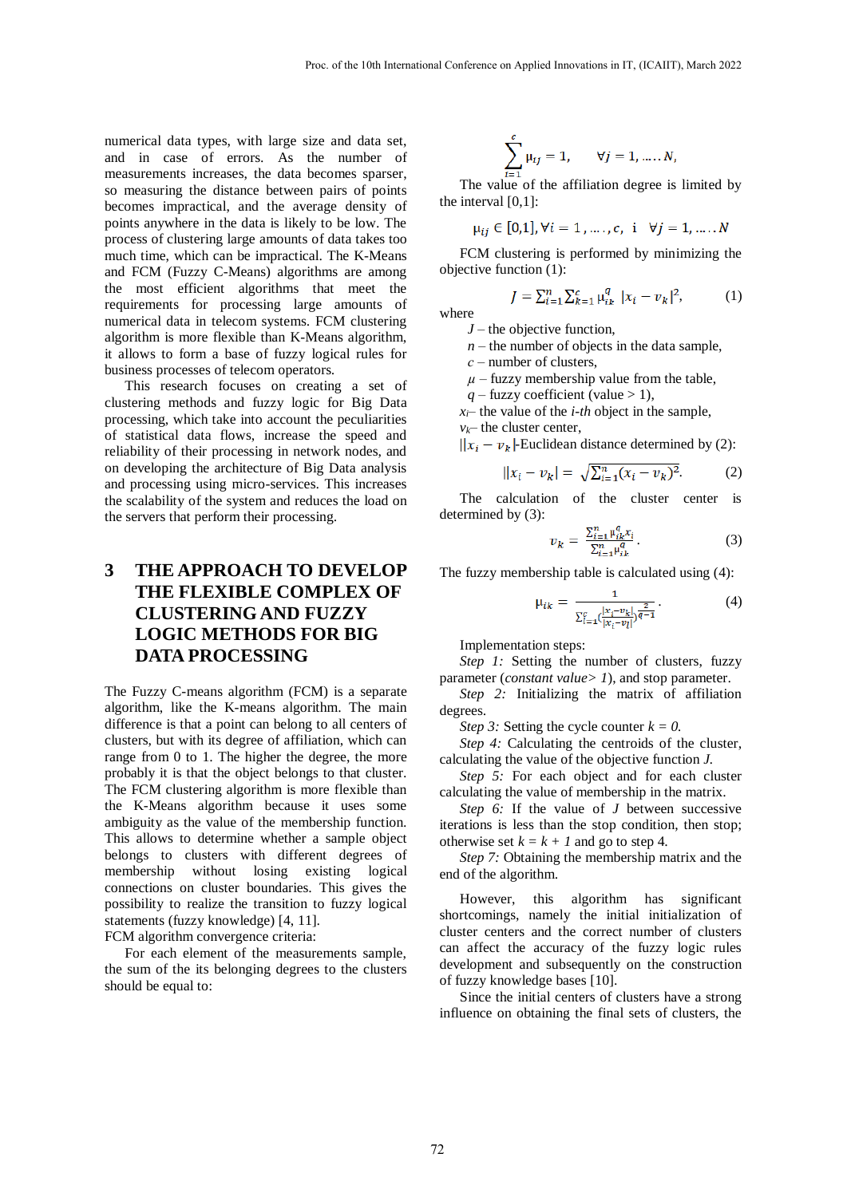numerical data types, with large size and data set, and in case of errors. As the number of measurements increases, the data becomes sparser, so measuring the distance between pairs of points becomes impractical, and the average density of points anywhere in the data is likely to be low. The process of clustering large amounts of data takes too much time, which can be impractical. The K-Means and FCM (Fuzzy C-Means) algorithms are among the most efficient algorithms that meet the requirements for processing large amounts of numerical data in telecom systems. FCM clustering algorithm is more flexible than K-Means algorithm, it allows to form a base of fuzzy logical rules for business processes of telecom operators.

This research focuses on creating a set of clustering methods and fuzzy logic for Big Data processing, which take into account the peculiarities of statistical data flows, increase the speed and reliability of their processing in network nodes, and on developing the architecture of Big Data analysis and processing using micro-services. This increases the scalability of the system and reduces the load on the servers that perform their processing.

# 3 THE APPROACH TO DEVELOP THE FLEXIBLE COMPLEX OF CLUSTERING AND FUZZY LOGIC METHODS FOR BIG DATA PROCESSING

The Fuzzy C-means algorithm (FCM) is a separate algorithm, like the K-means algorithm. The main difference is that a point can belong to all centers of clusters, but with its degree of affiliation, which can range from 0 to 1. The higher the degree, the more probably it is that the object belongs to that cluster. The FCM clustering algorithm is more flexible than the K-Means algorithm because it uses some ambiguity as the value of the membership function. This allows to determine whether a sample object belongs to clusters with different degrees of membership without losing existing logical connections on cluster boundaries. This gives the possibility to realize the transition to fuzzy logical statements (fuzzy knowledge) [4, 11].

FCM algorithm convergence criteria:

For each element of the measurements sample, the sum of the its belonging degrees to the clusters should be equal to:

$$\sum_{i=1}^{c} \mu_{ij} = 1, \qquad \forall j = 1, \ldots .. N,$$

The value of the affiliation degree is limited by the interval [0,1]:

$$\mu_{ij} \in [0,1], \forall i = 1, \ldots ., c, \text{ i } \quad \forall j = 1, \ldots .. N$$

FCM clustering is performed by minimizing the objective function (1):

$$J = \sum_{i=1}^{n} \sum_{k=1}^{c} \mu_{ik}^{q} \; |x_i - v_k|^2, \tag{1}$$

where

$J$ – the objective function,

$n$ – the number of objects in the data sample,

$c$ – number of clusters,

$\mu$ – fuzzy membership value from the table,

$q$ – fuzzy coefficient (value > 1),

$x_i$ – the value of the *i-th* object in the sample,

$v_k$ – the cluster center,

$||x_i - v_k|$ – Euclidean distance determined by (2):

$$||x_i - v_k| = \sqrt{\sum_{i=1}^{n}(x_i - v_k)^2}. \tag{2}$$

The calculation of the cluster center is determined by (3):

$$v_k = \frac{\sum_{i=1}^{n} \mu_{ik}^{q} x_i}{\sum_{i=1}^{n} \mu_{ik}^{q}}. \tag{3}$$

The fuzzy membership table is calculated using (4):

$$\mu_{ik} = \frac{1}{\sum_{l=1}^{c} \left(\frac{|x_i - v_k|}{|x_i - v_l|}\right)^{\frac{2}{q-1}}}. \tag{4}$$

Implementation steps:

*Step 1:* Setting the number of clusters, fuzzy parameter (*constant value> 1*), and stop parameter.

*Step 2:* Initializing the matrix of affiliation degrees.

*Step 3:* Setting the cycle counter $k = 0$.

*Step 4:* Calculating the centroids of the cluster, calculating the value of the objective function $J$.

*Step 5:* For each object and for each cluster calculating the value of membership in the matrix.

*Step 6:* If the value of $J$ between successive iterations is less than the stop condition, then stop; otherwise set $k = k + 1$ and go to step 4.

*Step 7:* Obtaining the membership matrix and the end of the algorithm.

However, this algorithm has significant shortcomings, namely the initial initialization of cluster centers and the correct number of clusters can affect the accuracy of the fuzzy logic rules development and subsequently on the construction of fuzzy knowledge bases [10].

Since the initial centers of clusters have a strong influence on obtaining the final sets of clusters, the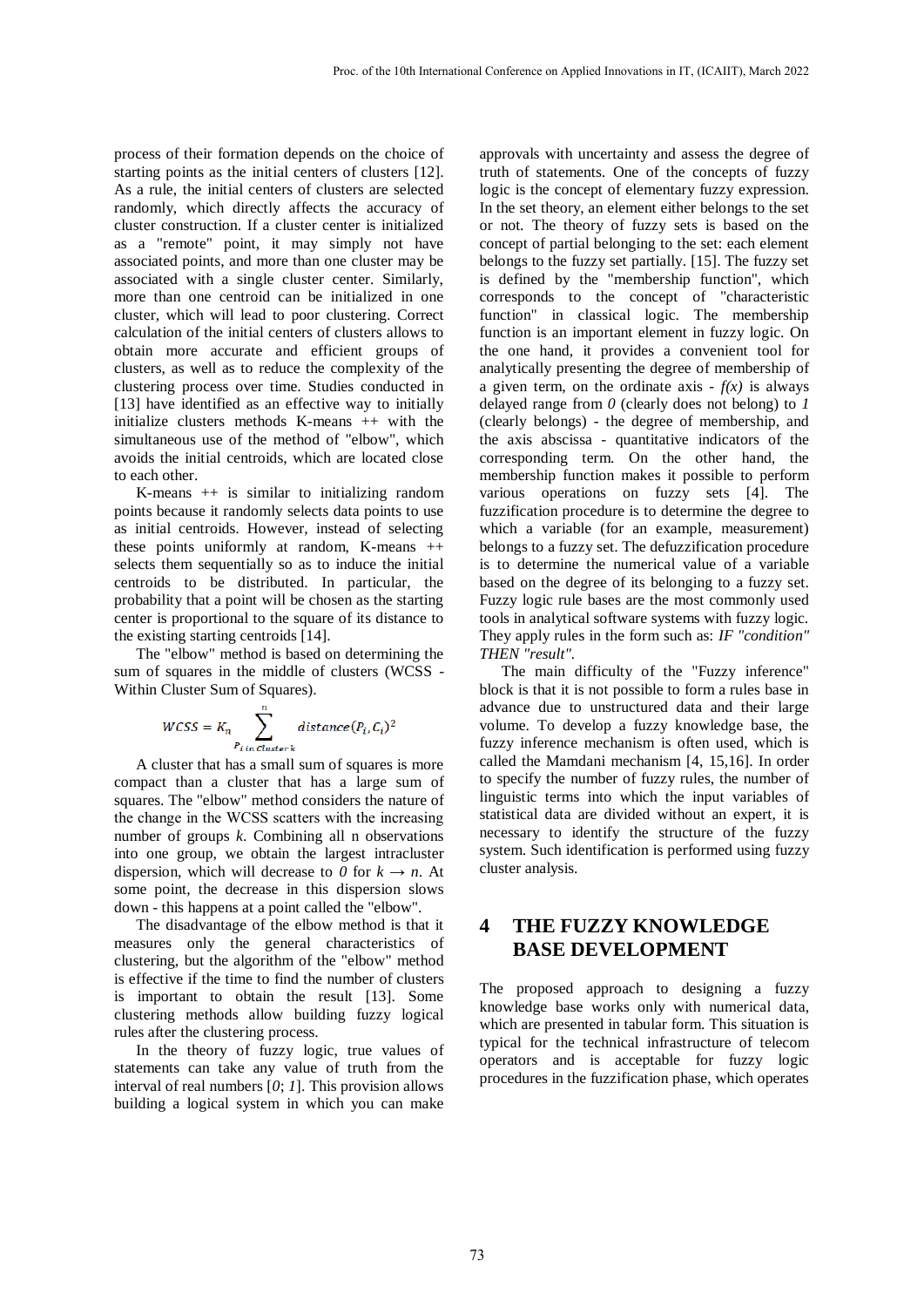process of their formation depends on the choice of starting points as the initial centers of clusters [12]. As a rule, the initial centers of clusters are selected randomly, which directly affects the accuracy of cluster construction. If a cluster center is initialized as a "remote" point, it may simply not have associated points, and more than one cluster may be associated with a single cluster center. Similarly, more than one centroid can be initialized in one cluster, which will lead to poor clustering. Correct calculation of the initial centers of clusters allows to obtain more accurate and efficient groups of clusters, as well as to reduce the complexity of the clustering process over time. Studies conducted in [13] have identified as an effective way to initially initialize clusters methods K-means ++ with the simultaneous use of the method of "elbow", which avoids the initial centroids, which are located close to each other.

K-means ++ is similar to initializing random points because it randomly selects data points to use as initial centroids. However, instead of selecting these points uniformly at random, K-means ++ selects them sequentially so as to induce the initial centroids to be distributed. In particular, the probability that a point will be chosen as the starting center is proportional to the square of its distance to the existing starting centroids [14].

The "elbow" method is based on determining the sum of squares in the middle of clusters (WCSS - Within Cluster Sum of Squares).

$$WCSS = K_n \sum_{P_{i\,in\,Cluster\,k}}^{n} distance(P_i, C_i)^2$$

A cluster that has a small sum of squares is more compact than a cluster that has a large sum of squares. The "elbow" method considers the nature of the change in the WCSS scatters with the increasing number of groups *k*. Combining all n observations into one group, we obtain the largest intracluster dispersion, which will decrease to *0* for $k \to n$. At some point, the decrease in this dispersion slows down - this happens at a point called the "elbow".

The disadvantage of the elbow method is that it measures only the general characteristics of clustering, but the algorithm of the "elbow" method is effective if the time to find the number of clusters is important to obtain the result [13]. Some clustering methods allow building fuzzy logical rules after the clustering process.

In the theory of fuzzy logic, true values of statements can take any value of truth from the interval of real numbers [*0*; *1*]. This provision allows building a logical system in which you can make approvals with uncertainty and assess the degree of truth of statements. One of the concepts of fuzzy logic is the concept of elementary fuzzy expression. In the set theory, an element either belongs to the set or not. The theory of fuzzy sets is based on the concept of partial belonging to the set: each element belongs to the fuzzy set partially. [15]. The fuzzy set is defined by the "membership function", which corresponds to the concept of "characteristic function" in classical logic. The membership function is an important element in fuzzy logic. On the one hand, it provides a convenient tool for analytically presenting the degree of membership of a given term, on the ordinate axis - *f(x)* is always delayed range from *0* (clearly does not belong) to *1* (clearly belongs) - the degree of membership, and the axis abscissa - quantitative indicators of the corresponding term. On the other hand, the membership function makes it possible to perform various operations on fuzzy sets [4]. The fuzzification procedure is to determine the degree to which a variable (for an example, measurement) belongs to a fuzzy set. The defuzzification procedure is to determine the numerical value of a variable based on the degree of its belonging to a fuzzy set. Fuzzy logic rule bases are the most commonly used tools in analytical software systems with fuzzy logic. They apply rules in the form such as: *IF "condition" THEN "result"*.

The main difficulty of the "Fuzzy inference" block is that it is not possible to form a rules base in advance due to unstructured data and their large volume. To develop a fuzzy knowledge base, the fuzzy inference mechanism is often used, which is called the Mamdani mechanism [4, 15,16]. In order to specify the number of fuzzy rules, the number of linguistic terms into which the input variables of statistical data are divided without an expert, it is necessary to identify the structure of the fuzzy system. Such identification is performed using fuzzy cluster analysis.

# 4 THE FUZZY KNOWLEDGE BASE DEVELOPMENT

The proposed approach to designing a fuzzy knowledge base works only with numerical data, which are presented in tabular form. This situation is typical for the technical infrastructure of telecom operators and is acceptable for fuzzy logic procedures in the fuzzification phase, which operates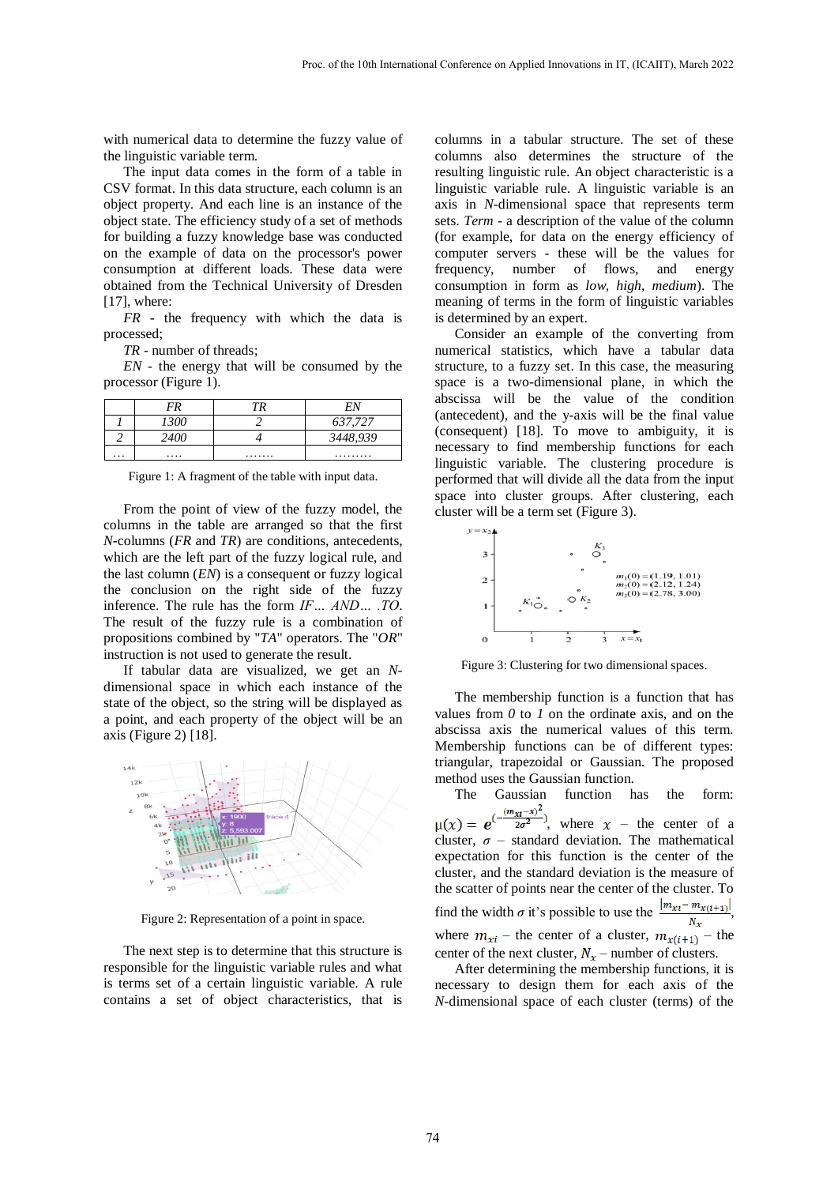with numerical data to determine the fuzzy value of the linguistic variable term.

The input data comes in the form of a table in CSV format. In this data structure, each column is an object property. And each line is an instance of the object state. The efficiency study of a set of methods for building a fuzzy knowledge base was conducted on the example of data on the processor's power consumption at different loads. These data were obtained from the Technical University of Dresden [17], where:

*FR* - the frequency with which the data is processed;

*TR* - number of threads;

*EN* - the energy that will be consumed by the processor (Figure 1).

| | *FR* | *TR* | *EN* |
|---|---|---|---|
| *1* | *1300* | *2* | *637,727* |
| *2* | *2400* | *4* | *3448,939* |
| … | …. | ……. | ……… |

Figure 1: A fragment of the table with input data.

From the point of view of the fuzzy model, the columns in the table are arranged so that the first *N*-columns (*FR* and *TR*) are conditions, antecedents, which are the left part of the fuzzy logical rule, and the last column (*EN*) is a consequent or fuzzy logical the conclusion on the right side of the fuzzy inference. The rule has the form *IF… AND… .TO*. The result of the fuzzy rule is a combination of propositions combined by "*TA*" operators. The "*OR*" instruction is not used to generate the result.

If tabular data are visualized, we get an *N*-dimensional space in which each instance of the state of the object, so the string will be displayed as a point, and each property of the object will be an axis (Figure 2) [18].

Figure 2: Representation of a point in space.

The next step is to determine that this structure is responsible for the linguistic variable rules and what is terms set of a certain linguistic variable. A rule contains a set of object characteristics, that is columns in a tabular structure. The set of these columns also determines the structure of the resulting linguistic rule. An object characteristic is a linguistic variable rule. A linguistic variable is an axis in *N*-dimensional space that represents term sets. *Term* - a description of the value of the column (for example, for data on the energy efficiency of computer servers - these will be the values for frequency, number of flows, and energy consumption in form as *low, high, medium*). The meaning of terms in the form of linguistic variables is determined by an expert.

Consider an example of the converting from numerical statistics, which have a tabular data structure, to a fuzzy set. In this case, the measuring space is a two-dimensional plane, in which the abscissa will be the value of the condition (antecedent), and the y-axis will be the final value (consequent) [18]. To move to ambiguity, it is necessary to find membership functions for each linguistic variable. The clustering procedure is performed that will divide all the data from the input space into cluster groups. After clustering, each cluster will be a term set (Figure 3).

Figure 3: Clustering for two dimensional spaces.

The membership function is a function that has values from *0* to *1* on the ordinate axis, and on the abscissa axis the numerical values of this term. Membership functions can be of different types: triangular, trapezoidal or Gaussian. The proposed method uses the Gaussian function.

The Gaussian function has the form: $\mu(x) = e^{\left(-\frac{(m_{xi}-x)^2}{2\sigma^2}\right)}$, where $x$ – the center of a cluster, $\sigma$ – standard deviation. The mathematical expectation for this function is the center of the cluster, and the standard deviation is the measure of the scatter of points near the center of the cluster. To find the width $\sigma$ it's possible to use the $\frac{|m_{xi}-m_{x(i+1)}|}{N_x}$, where $m_{xi}$ – the center of a cluster, $m_{x(i+1)}$ – the center of the next cluster, $N_x$ – number of clusters.

After determining the membership functions, it is necessary to design them for each axis of the *N*-dimensional space of each cluster (terms) of the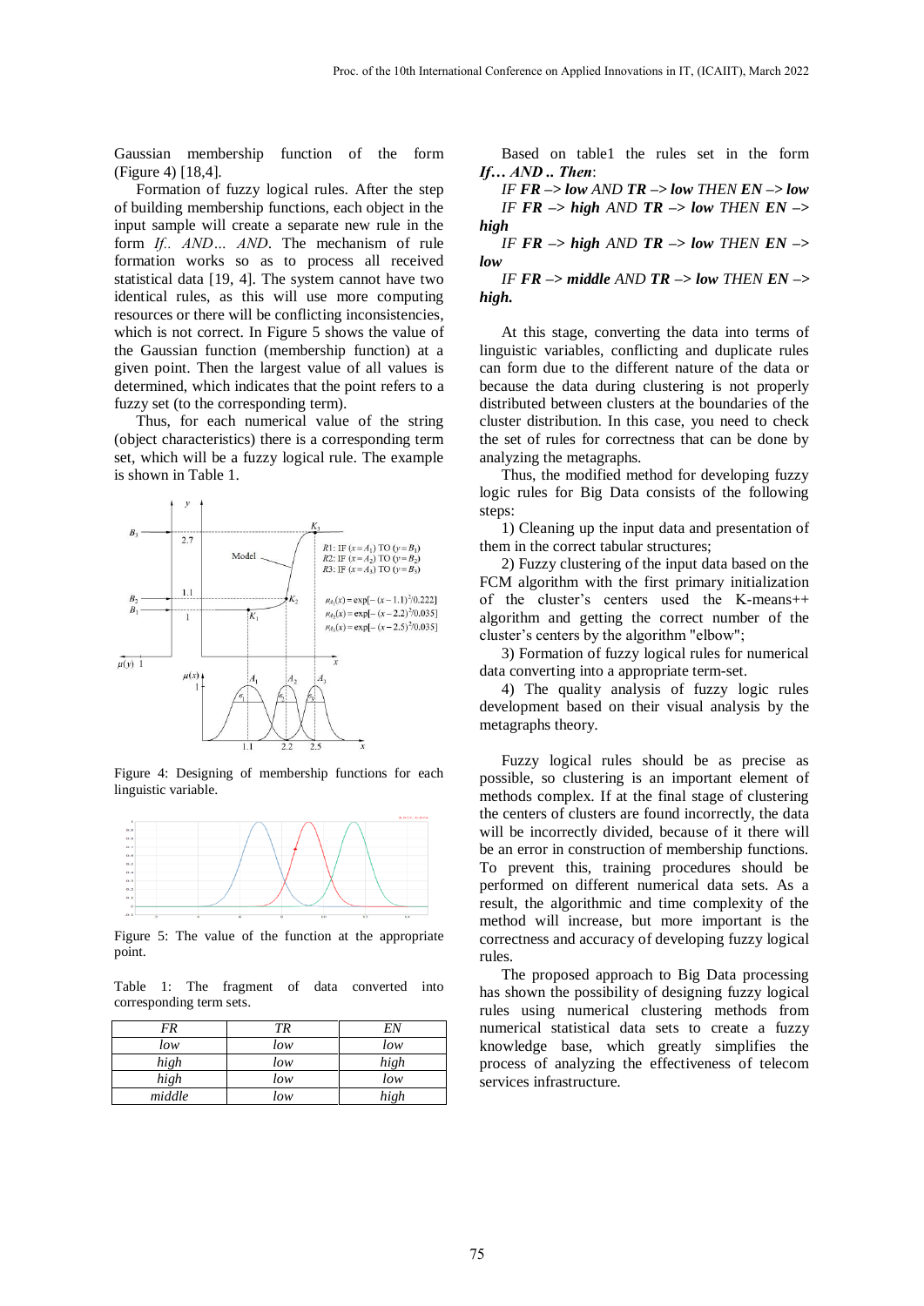Gaussian membership function of the form (Figure 4) [18,4].

Formation of fuzzy logical rules. After the step of building membership functions, each object in the input sample will create a separate new rule in the form *If.. AND… AND*. The mechanism of rule formation works so as to process all received statistical data [19, 4]. The system cannot have two identical rules, as this will use more computing resources or there will be conflicting inconsistencies, which is not correct. In Figure 5 shows the value of the Gaussian function (membership function) at a given point. Then the largest value of all values is determined, which indicates that the point refers to a fuzzy set (to the corresponding term).

Thus, for each numerical value of the string (object characteristics) there is a corresponding term set, which will be a fuzzy logical rule. The example is shown in Table 1.

Figure 4: Designing of membership functions for each linguistic variable.

Figure 5: The value of the function at the appropriate point.

Table 1: The fragment of data converted into corresponding term sets.

| *FR* | *TR* | *EN* |
|---|---|---|
| *low* | *low* | *low* |
| *high* | *low* | *high* |
| *high* | *low* | *low* |
| *middle* | *low* | *high* |

Based on table1 the rules set in the form ***If… AND .. Then***:

*IF* ***FR –> low*** *AND* ***TR –> low*** *THEN* ***EN –> low***

*IF* ***FR –> high*** *AND* ***TR –> low*** *THEN* ***EN –> high***

*IF* ***FR –> high*** *AND* ***TR –> low*** *THEN* ***EN –> low***

*IF* ***FR –> middle*** *AND* ***TR –> low*** *THEN* ***EN –> high.***

At this stage, converting the data into terms of linguistic variables, conflicting and duplicate rules can form due to the different nature of the data or because the data during clustering is not properly distributed between clusters at the boundaries of the cluster distribution. In this case, you need to check the set of rules for correctness that can be done by analyzing the metagraphs.

Thus, the modified method for developing fuzzy logic rules for Big Data consists of the following steps:

1) Cleaning up the input data and presentation of them in the correct tabular structures;

2) Fuzzy clustering of the input data based on the FCM algorithm with the first primary initialization of the cluster's centers used the K-means++ algorithm and getting the correct number of the cluster's centers by the algorithm "elbow";

3) Formation of fuzzy logical rules for numerical data converting into a appropriate term-set.

4) The quality analysis of fuzzy logic rules development based on their visual analysis by the metagraphs theory.

Fuzzy logical rules should be as precise as possible, so clustering is an important element of methods complex. If at the final stage of clustering the centers of clusters are found incorrectly, the data will be incorrectly divided, because of it there will be an error in construction of membership functions. To prevent this, training procedures should be performed on different numerical data sets. As a result, the algorithmic and time complexity of the method will increase, but more important is the correctness and accuracy of developing fuzzy logical rules.

The proposed approach to Big Data processing has shown the possibility of designing fuzzy logical rules using numerical clustering methods from numerical statistical data sets to create a fuzzy knowledge base, which greatly simplifies the process of analyzing the effectiveness of telecom services infrastructure.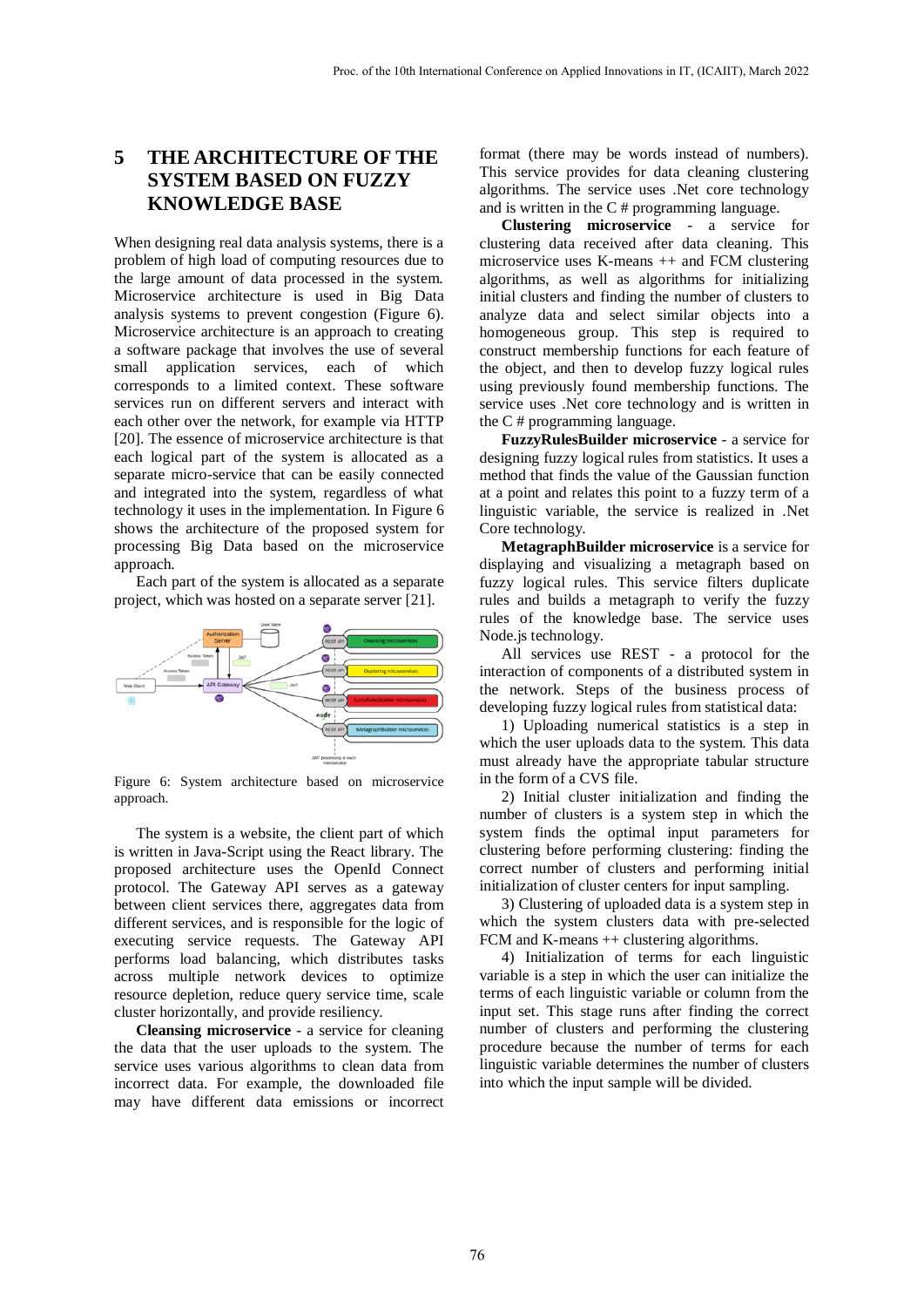# 5 THE ARCHITECTURE OF THE SYSTEM BASED ON FUZZY KNOWLEDGE BASE

When designing real data analysis systems, there is a problem of high load of computing resources due to the large amount of data processed in the system. Microservice architecture is used in Big Data analysis systems to prevent congestion (Figure 6). Microservice architecture is an approach to creating a software package that involves the use of several small application services, each of which corresponds to a limited context. These software services run on different servers and interact with each other over the network, for example via HTTP [20]. The essence of microservice architecture is that each logical part of the system is allocated as a separate micro-service that can be easily connected and integrated into the system, regardless of what technology it uses in the implementation. In Figure 6 shows the architecture of the proposed system for processing Big Data based on the microservice approach.

Each part of the system is allocated as a separate project, which was hosted on a separate server [21].

Figure 6: System architecture based on microservice approach.

The system is a website, the client part of which is written in Java-Script using the React library. The proposed architecture uses the OpenId Connect protocol. The Gateway API serves as a gateway between client services there, aggregates data from different services, and is responsible for the logic of executing service requests. The Gateway API performs load balancing, which distributes tasks across multiple network devices to optimize resource depletion, reduce query service time, scale cluster horizontally, and provide resiliency.

**Cleansing microservice** - a service for cleaning the data that the user uploads to the system. The service uses various algorithms to clean data from incorrect data. For example, the downloaded file may have different data emissions or incorrect format (there may be words instead of numbers). This service provides for data cleaning clustering algorithms. The service uses .Net core technology and is written in the C # programming language.

**Clustering microservice** - a service for clustering data received after data cleaning. This microservice uses K-means ++ and FCM clustering algorithms, as well as algorithms for initializing initial clusters and finding the number of clusters to analyze data and select similar objects into a homogeneous group. This step is required to construct membership functions for each feature of the object, and then to develop fuzzy logical rules using previously found membership functions. The service uses .Net core technology and is written in the C # programming language.

**FuzzyRulesBuilder microservice** - a service for designing fuzzy logical rules from statistics. It uses a method that finds the value of the Gaussian function at a point and relates this point to a fuzzy term of a linguistic variable, the service is realized in .Net Core technology.

**MetagraphBuilder microservice** is a service for displaying and visualizing a metagraph based on fuzzy logical rules. This service filters duplicate rules and builds a metagraph to verify the fuzzy rules of the knowledge base. The service uses Node.js technology.

All services use REST - a protocol for the interaction of components of a distributed system in the network. Steps of the business process of developing fuzzy logical rules from statistical data:

1) Uploading numerical statistics is a step in which the user uploads data to the system. This data must already have the appropriate tabular structure in the form of a CVS file.

2) Initial cluster initialization and finding the number of clusters is a system step in which the system finds the optimal input parameters for clustering before performing clustering: finding the correct number of clusters and performing initial initialization of cluster centers for input sampling.

3) Clustering of uploaded data is a system step in which the system clusters data with pre-selected FCM and K-means ++ clustering algorithms.

4) Initialization of terms for each linguistic variable is a step in which the user can initialize the terms of each linguistic variable or column from the input set. This stage runs after finding the correct number of clusters and performing the clustering procedure because the number of terms for each linguistic variable determines the number of clusters into which the input sample will be divided.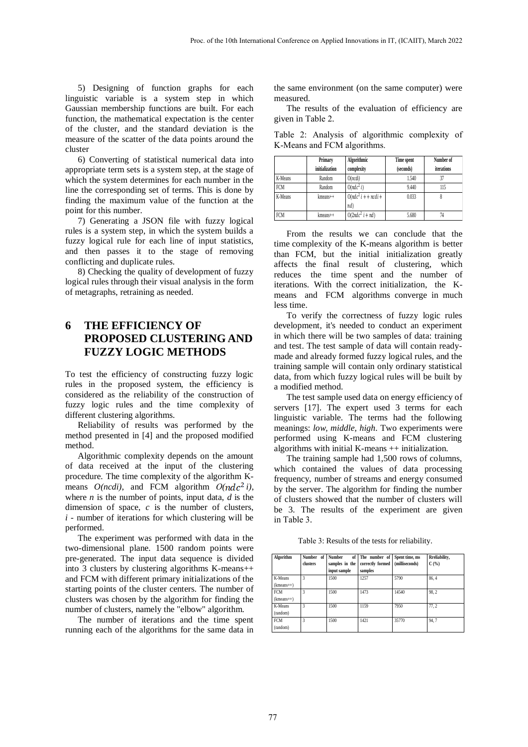5) Designing of function graphs for each linguistic variable is a system step in which Gaussian membership functions are built. For each function, the mathematical expectation is the center of the cluster, and the standard deviation is the measure of the scatter of the data points around the cluster

6) Converting of statistical numerical data into appropriate term sets is a system step, at the stage of which the system determines for each number in the line the corresponding set of terms. This is done by finding the maximum value of the function at the point for this number.

7) Generating a JSON file with fuzzy logical rules is a system step, in which the system builds a fuzzy logical rule for each line of input statistics, and then passes it to the stage of removing conflicting and duplicate rules.

8) Checking the quality of development of fuzzy logical rules through their visual analysis in the form of metagraphs, retraining as needed.

# 6 THE EFFICIENCY OF PROPOSED CLUSTERING AND FUZZY LOGIC METHODS

To test the efficiency of constructing fuzzy logic rules in the proposed system, the efficiency is considered as the reliability of the construction of fuzzy logic rules and the time complexity of different clustering algorithms.

Reliability of results was performed by the method presented in [4] and the proposed modified method.

Algorithmic complexity depends on the amount of data received at the input of the clustering procedure. The time complexity of the algorithm K-means $O(ncdi)$, and FCM algorithm $O(ndc^2 i)$, where $n$ is the number of points, input data, $d$ is the dimension of space, $c$ is the number of clusters, $i$ - number of iterations for which clustering will be performed.

The experiment was performed with data in the two-dimensional plane. 1500 random points were pre-generated. The input data sequence is divided into 3 clusters by clustering algorithms K-means++ and FCM with different primary initializations of the starting points of the cluster centers. The number of clusters was chosen by the algorithm for finding the number of clusters, namely the "elbow" algorithm.

The number of iterations and the time spent running each of the algorithms for the same data in the same environment (on the same computer) were measured.

The results of the evaluation of efficiency are given in Table 2.

Table 2: Analysis of algorithmic complexity of K-Means and FCM algorithms.

| | Primary initialization | Algorithmic complexity | Time spent (seconds) | Number of iterations |
|---|---|---|---|---|
| K-Means | Random | $O(ncdi)$ | 1.540 | 37 |
| FCM | Random | $O(ndc^2 i)$ | 9.440 | 115 |
| K-Means | kmeans++ | $O(ndc^2 i + + ncdi + nd)$ | 0.033 | 8 |
| FCM | kmeans++ | $O(2ndc^2 i + nd)$ | 5.680 | 74 |

From the results we can conclude that the time complexity of the K-means algorithm is better than FCM, but the initial initialization greatly affects the final result of clustering, which reduces the time spent and the number of iterations. With the correct initialization, the K-means and FCM algorithms converge in much less time.

To verify the correctness of fuzzy logic rules development, it's needed to conduct an experiment in which there will be two samples of data: training and test. The test sample of data will contain ready-made and already formed fuzzy logical rules, and the training sample will contain only ordinary statistical data, from which fuzzy logical rules will be built by a modified method.

The test sample used data on energy efficiency of servers [17]. The expert used 3 terms for each linguistic variable. The terms had the following meanings: *low, middle, high*. Two experiments were performed using K-means and FCM clustering algorithms with initial K-means ++ initialization.

The training sample had 1,500 rows of columns, which contained the values of data processing frequency, number of streams and energy consumed by the server. The algorithm for finding the number of clusters showed that the number of clusters will be 3. The results of the experiment are given in Table 3.

Table 3: Results of the tests for reliability.

| Algorithm | Number of clusters | Number of samples in the input sample | The number of correctly formed samples | Spent time, ms (milliseconds) | Rreliability, C (%) |
|---|---|---|---|---|---|
| K-Means (kmeans++) | 3 | 1500 | 1257 | 5790 | 86, 4 |
| FCM (kmeans++) | 3 | 1500 | 1473 | 14540 | 98, 2 |
| K-Means (random) | 3 | 1500 | 1159 | 7950 | 77, 2 |
| FCM (random) | 3 | 1500 | 1421 | 35770 | 94, 7 |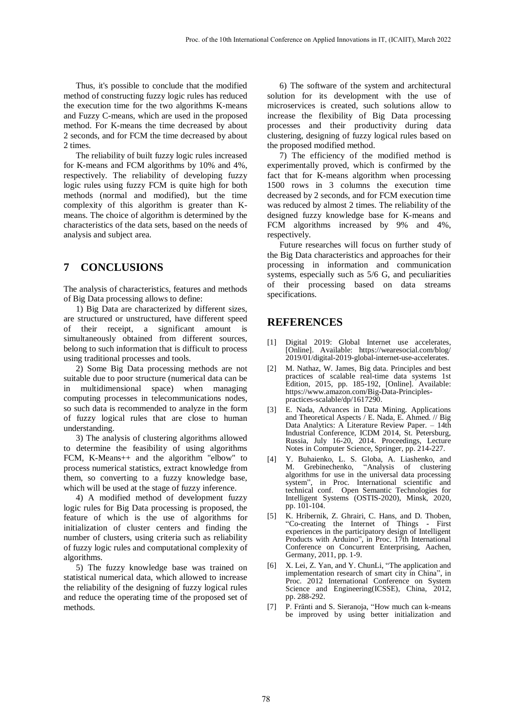Thus, it's possible to conclude that the modified method of constructing fuzzy logic rules has reduced the execution time for the two algorithms K-means and Fuzzy C-means, which are used in the proposed method. For K-means the time decreased by about 2 seconds, and for FCM the time decreased by about 2 times.

The reliability of built fuzzy logic rules increased for K-means and FCM algorithms by 10% and 4%, respectively. The reliability of developing fuzzy logic rules using fuzzy FCM is quite high for both methods (normal and modified), but the time complexity of this algorithm is greater than K-means. The choice of algorithm is determined by the characteristics of the data sets, based on the needs of analysis and subject area.

## 7 CONCLUSIONS

The analysis of characteristics, features and methods of Big Data processing allows to define:

1) Big Data are characterized by different sizes, are structured or unstructured, have different speed of their receipt, a significant amount is simultaneously obtained from different sources, belong to such information that is difficult to process using traditional processes and tools.

2) Some Big Data processing methods are not suitable due to poor structure (numerical data can be in multidimensional space) when managing computing processes in telecommunications nodes, so such data is recommended to analyze in the form of fuzzy logical rules that are close to human understanding.

3) The analysis of clustering algorithms allowed to determine the feasibility of using algorithms FCM, K-Means++ and the algorithm "elbow" to process numerical statistics, extract knowledge from them, so converting to a fuzzy knowledge base, which will be used at the stage of fuzzy inference.

4) A modified method of development fuzzy logic rules for Big Data processing is proposed, the feature of which is the use of algorithms for initialization of cluster centers and finding the number of clusters, using criteria such as reliability of fuzzy logic rules and computational complexity of algorithms.

5) The fuzzy knowledge base was trained on statistical numerical data, which allowed to increase the reliability of the designing of fuzzy logical rules and reduce the operating time of the proposed set of methods.

6) The software of the system and architectural solution for its development with the use of microservices is created, such solutions allow to increase the flexibility of Big Data processing processes and their productivity during data clustering, designing of fuzzy logical rules based on the proposed modified method.

7) The efficiency of the modified method is experimentally proved, which is confirmed by the fact that for K-means algorithm when processing 1500 rows in 3 columns the execution time decreased by 2 seconds, and for FCM execution time was reduced by almost 2 times. The reliability of the designed fuzzy knowledge base for K-means and FCM algorithms increased by 9% and 4%, respectively.

Future researches will focus on further study of the Big Data characteristics and approaches for their processing in information and communication systems, especially such as 5/6 G, and peculiarities of their processing based on data streams specifications.

## REFERENCES

[1] Digital 2019: Global Internet use accelerates, [Online]. Available: https://wearesocial.com/blog/2019/01/digital-2019-global-internet-use-accelerates.

[2] M. Nathaz, W. James, Big data. Principles and best practices of scalable real-time data systems 1st Edition, 2015, pp. 185-192, [Online]. Available: https://www.amazon.com/Big-Data-Principles-practices-scalable/dp/1617290.

[3] E. Nada, Advances in Data Mining. Applications and Theoretical Aspects / E. Nada, E. Ahmed. // Big Data Analytics: A Literature Review Paper. – 14th Industrial Conference, ICDM 2014, St. Petersburg, Russia, July 16-20, 2014. Proceedings, Lecture Notes in Computer Science, Springer, pp. 214-227.

[4] Y. Buhaienko, L. S. Globa, A. Liashenko, and M. Grebinechenko, "Analysis of clustering algorithms for use in the universal data processing system", in Proc. International scientific and technical conf. Open Semantic Technologies for Intelligent Systems (OSTIS-2020), Minsk, 2020, pp. 101-104.

[5] K. Hribernik, Z. Ghrairi, C. Hans, and D. Thoben, "Co-creating the Internet of Things - First experiences in the participatory design of Intelligent Products with Arduino", in Proc. 17th International Conference on Concurrent Enterprising, Aachen, Germany, 2011, pp. 1-9.

[6] X. Lei, Z. Yan, and Y. ChunLi, "The application and implementation research of smart city in China", in Proc. 2012 International Conference on System Science and Engineering(ICSSE), China, 2012, pp. 288-292.

[7] P. Fränti and S. Sieranoja, "How much can k-means be improved by using better initialization and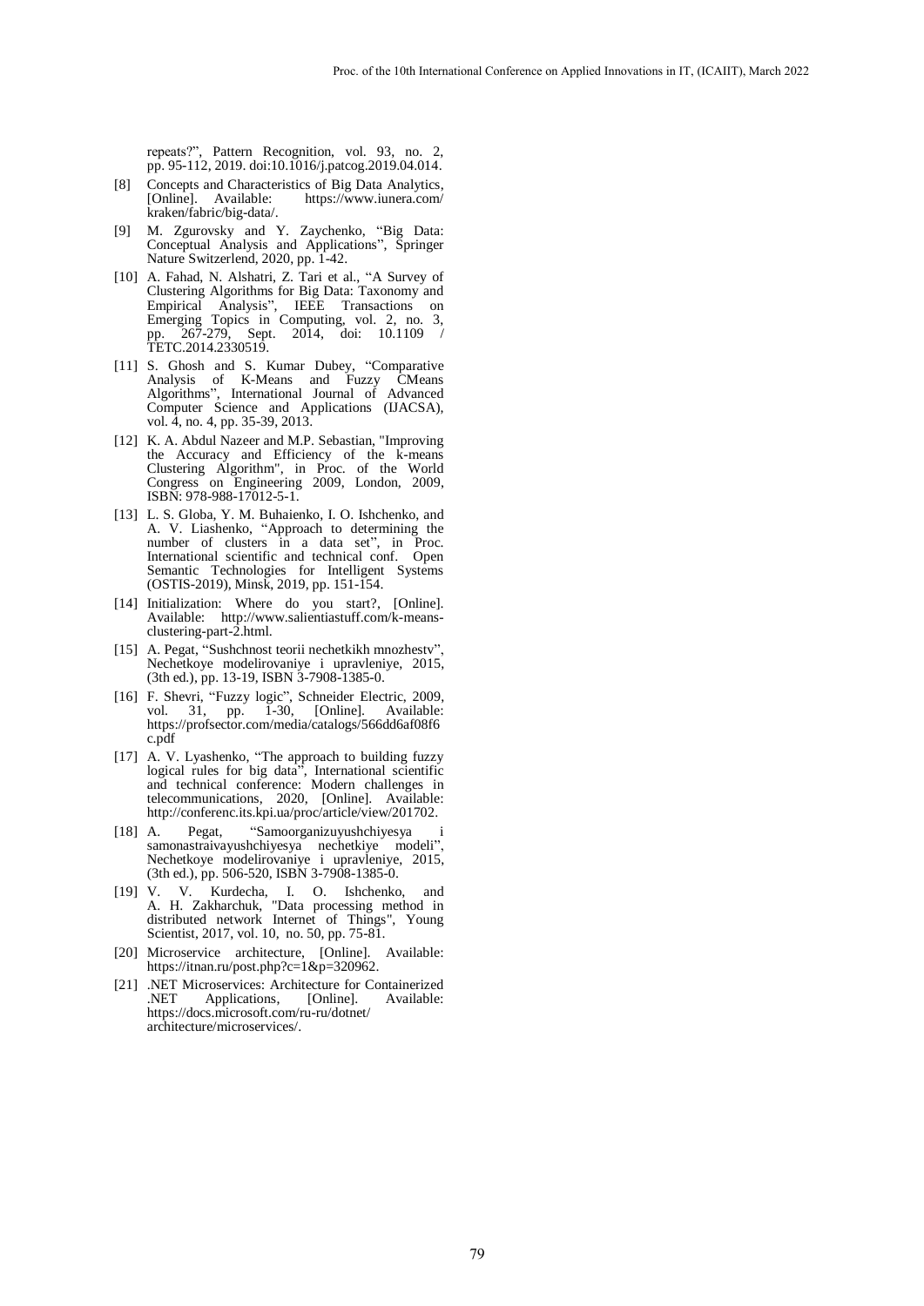repeats?", Pattern Recognition, vol. 93, no. 2, pp. 95-112, 2019. doi:10.1016/j.patcog.2019.04.014.

[8] Concepts and Characteristics of Big Data Analytics, [Online]. Available: https://www.iunera.com/kraken/fabric/big-data/.

[9] M. Zgurovsky and Y. Zaychenko, "Big Data: Conceptual Analysis and Applications", Springer Nature Switzerlend, 2020, pp. 1-42.

[10] A. Fahad, N. Alshatri, Z. Tari et al., "A Survey of Clustering Algorithms for Big Data: Taxonomy and Empirical Analysis", IEEE Transactions on Emerging Topics in Computing, vol. 2, no. 3, pp. 267-279, Sept. 2014, doi: 10.1109 / TETC.2014.2330519.

[11] S. Ghosh and S. Kumar Dubey, "Comparative Analysis of K-Means and Fuzzy CMeans Algorithms", International Journal of Advanced Computer Science and Applications (IJACSA), vol. 4, no. 4, pp. 35-39, 2013.

[12] K. A. Abdul Nazeer and M.P. Sebastian, "Improving the Accuracy and Efficiency of the k-means Clustering Algorithm", in Proc. of the World Congress on Engineering 2009, London, 2009, ISBN: 978-988-17012-5-1.

[13] L. S. Globa, Y. M. Buhaienko, I. O. Ishchenko, and A. V. Liashenko, "Approach to determining the number of clusters in a data set", in Proc. International scientific and technical conf. Open Semantic Technologies for Intelligent Systems (OSTIS-2019), Minsk, 2019, pp. 151-154.

[14] Initialization: Where do you start?, [Online]. Available: http://www.salientiastuff.com/k-means-clustering-part-2.html.

[15] A. Pegat, "Sushchnost teorii nechetkikh mnozhestv", Nechetkoye modelirovaniye i upravleniye, 2015, (3th ed.), pp. 13-19, ISBN 3-7908-1385-0.

[16] F. Shevri, "Fuzzy logic", Schneider Electric, 2009, vol. 31, pp. 1-30, [Online]. Available: https://profsector.com/media/catalogs/566dd6af08f6c.pdf

[17] A. V. Lyashenko, "The approach to building fuzzy logical rules for big data", International scientific and technical conference: Modern challenges in telecommunications, 2020, [Online]. Available: http://conferenc.its.kpi.ua/proc/article/view/201702.

[18] A. Pegat, "Samoorganizuyushchiyesya i samonastraivayushchiyesya nechetkiye modeli", Nechetkoye modelirovaniye i upravleniye, 2015, (3th ed.), pp. 506-520, ISBN 3-7908-1385-0.

[19] V. V. Kurdecha, I. O. Ishchenko, and A. H. Zakharchuk, "Data processing method in distributed network Internet of Things", Young Scientist, 2017, vol. 10, no. 50, pp. 75-81.

[20] Microservice architecture, [Online]. Available: https://itnan.ru/post.php?c=1&p=320962.

[21] .NET Microservices: Architecture for Containerized .NET Applications, [Online]. Available: https://docs.microsoft.com/ru-ru/dotnet/architecture/microservices/.